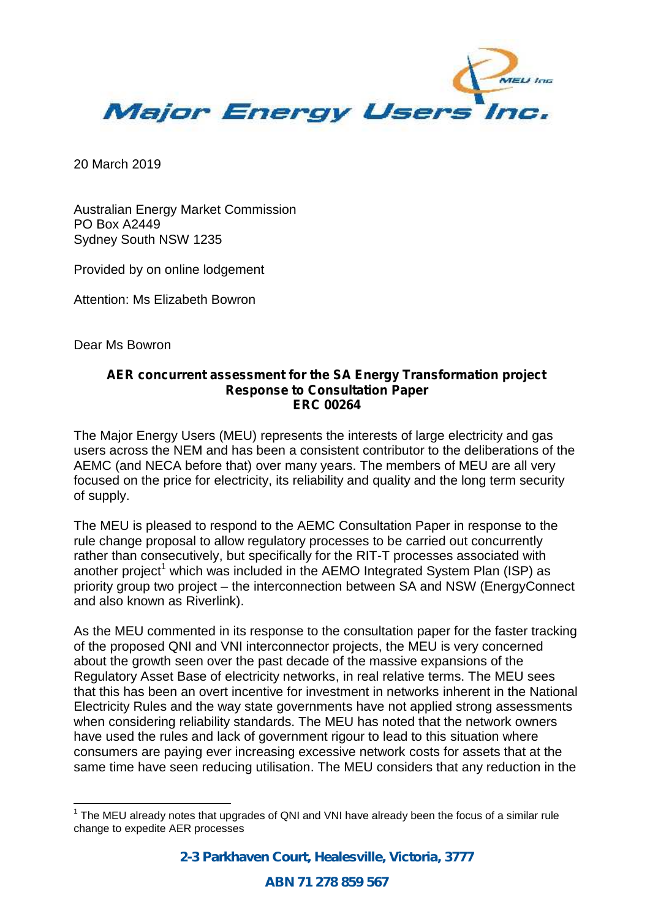# Major Energy Users Inc.

20 March 2019

Australian Energy Market Commission
PO Box A2449
Sydney South NSW 1235

Provided by on online lodgement

Attention: Ms Elizabeth Bowron

Dear Ms Bowron

**AER concurrent assessment for the SA Energy Transformation project**
**Response to Consultation Paper**
**ERC 00264**

The Major Energy Users (MEU) represents the interests of large electricity and gas users across the NEM and has been a consistent contributor to the deliberations of the AEMC (and NECA before that) over many years. The members of MEU are all very focused on the price for electricity, its reliability and quality and the long term security of supply.

The MEU is pleased to respond to the AEMC Consultation Paper in response to the rule change proposal to allow regulatory processes to be carried out concurrently rather than consecutively, but specifically for the RIT-T processes associated with another project[1] which was included in the AEMO Integrated System Plan (ISP) as priority group two project – the interconnection between SA and NSW (EnergyConnect and also known as Riverlink).

As the MEU commented in its response to the consultation paper for the faster tracking of the proposed QNI and VNI interconnector projects, the MEU is very concerned about the growth seen over the past decade of the massive expansions of the Regulatory Asset Base of electricity networks, in real relative terms. The MEU sees that this has been an overt incentive for investment in networks inherent in the National Electricity Rules and the way state governments have not applied strong assessments when considering reliability standards. The MEU has noted that the network owners have used the rules and lack of government rigour to lead to this situation where consumers are paying ever increasing excessive network costs for assets that at the same time have seen reducing utilisation. The MEU considers that any reduction in the

[1] The MEU already notes that upgrades of QNI and VNI have already been the focus of a similar rule change to expedite AER processes

**2-3 Parkhaven Court, Healesville, Victoria, 3777**

**ABN 71 278 859 567**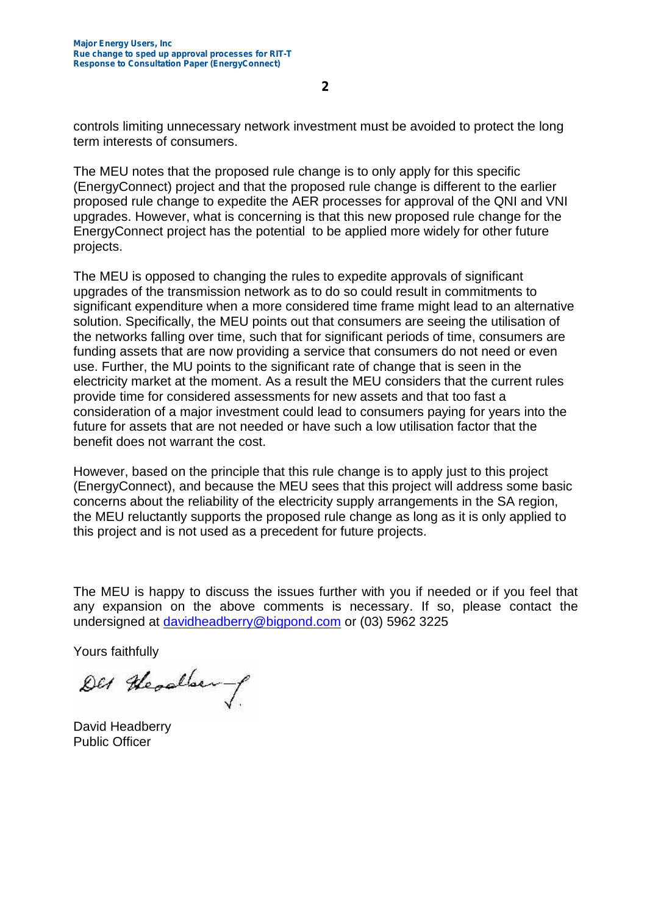controls limiting unnecessary network investment must be avoided to protect the long term interests of consumers.

The MEU notes that the proposed rule change is to only apply for this specific (EnergyConnect) project and that the proposed rule change is different to the earlier proposed rule change to expedite the AER processes for approval of the QNI and VNI upgrades. However, what is concerning is that this new proposed rule change for the EnergyConnect project has the potential to be applied more widely for other future projects.

The MEU is opposed to changing the rules to expedite approvals of significant upgrades of the transmission network as to do so could result in commitments to significant expenditure when a more considered time frame might lead to an alternative solution. Specifically, the MEU points out that consumers are seeing the utilisation of the networks falling over time, such that for significant periods of time, consumers are funding assets that are now providing a service that consumers do not need or even use. Further, the MU points to the significant rate of change that is seen in the electricity market at the moment. As a result the MEU considers that the current rules provide time for considered assessments for new assets and that too fast a consideration of a major investment could lead to consumers paying for years into the future for assets that are not needed or have such a low utilisation factor that the benefit does not warrant the cost.

However, based on the principle that this rule change is to apply just to this project (EnergyConnect), and because the MEU sees that this project will address some basic concerns about the reliability of the electricity supply arrangements in the SA region, the MEU reluctantly supports the proposed rule change as long as it is only applied to this project and is not used as a precedent for future projects.

The MEU is happy to discuss the issues further with you if needed or if you feel that any expansion on the above comments is necessary. If so, please contact the undersigned at davidheadberry@bigpond.com or (03) 5962 3225

Yours faithfully

David Headberry  
Public Officer